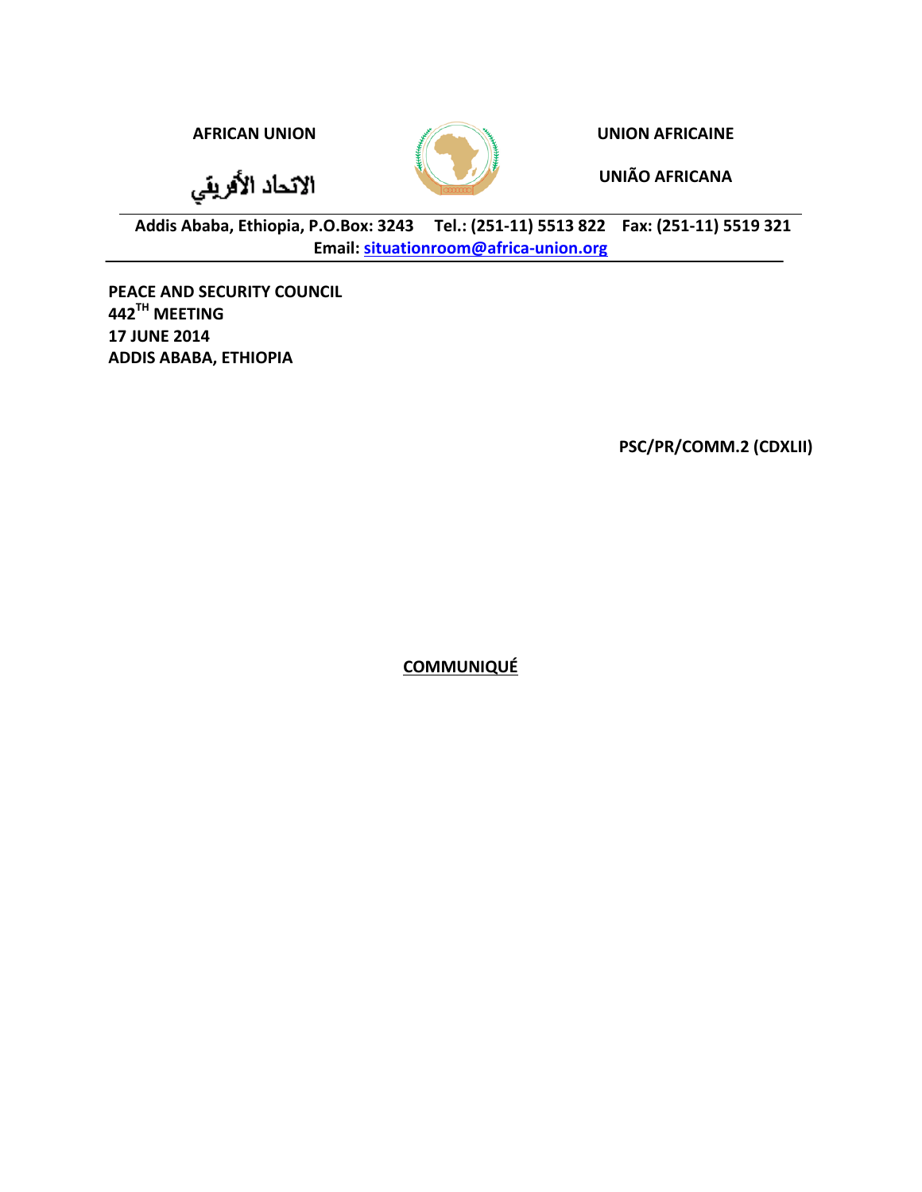**AFRICAN UNION**

الاتحاد الأفريقي

**UNION AFRICAINE**

**UNIÃO AFRICANA**

**Addis Ababa, Ethiopia, P.O.Box: 3243 Tel.: (251-11) 5513 822 Fax: (251-11) 5519 321**
**Email: situationroom@africa-union.org**

**PEACE AND SECURITY COUNCIL**
**442[TH] MEETING**
**17 JUNE 2014**
**ADDIS ABABA, ETHIOPIA**

**PSC/PR/COMM.2 (CDXLII)**

**COMMUNIQUÉ**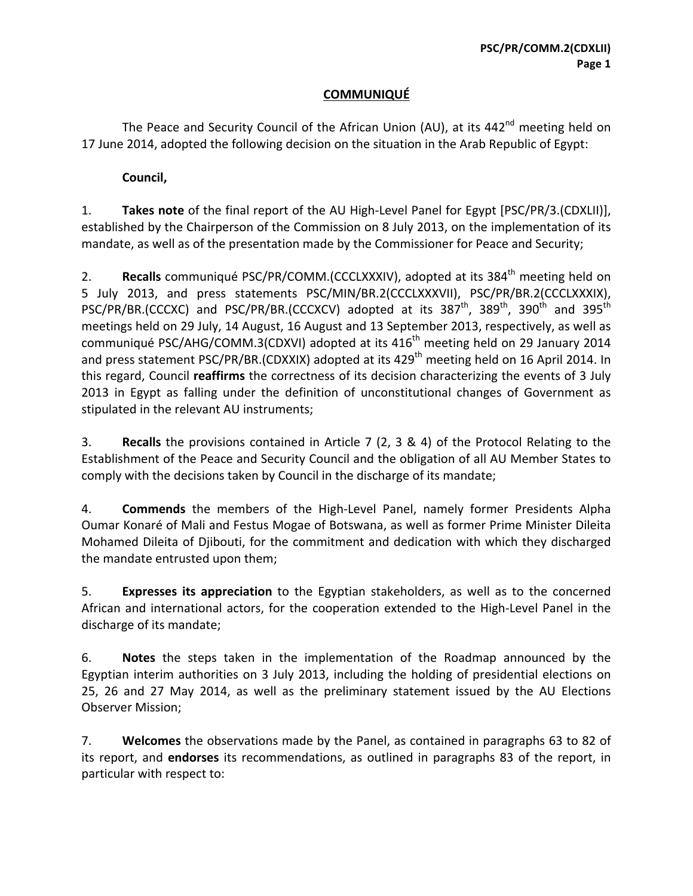## COMMUNIQUÉ

The Peace and Security Council of the African Union (AU), at its 442nd meeting held on 17 June 2014, adopted the following decision on the situation in the Arab Republic of Egypt:

**Council,**

1. **Takes note** of the final report of the AU High-Level Panel for Egypt [PSC/PR/3.(CDXLII)], established by the Chairperson of the Commission on 8 July 2013, on the implementation of its mandate, as well as of the presentation made by the Commissioner for Peace and Security;

2. **Recalls** communiqué PSC/PR/COMM.(CCCLXXXIV), adopted at its 384th meeting held on 5 July 2013, and press statements PSC/MIN/BR.2(CCCLXXXVII), PSC/PR/BR.2(CCCLXXXIX), PSC/PR/BR.(CCCXC) and PSC/PR/BR.(CCCXCV) adopted at its 387th, 389th, 390th and 395th meetings held on 29 July, 14 August, 16 August and 13 September 2013, respectively, as well as communiqué PSC/AHG/COMM.3(CDXVI) adopted at its 416th meeting held on 29 January 2014 and press statement PSC/PR/BR.(CDXXIX) adopted at its 429th meeting held on 16 April 2014. In this regard, Council **reaffirms** the correctness of its decision characterizing the events of 3 July 2013 in Egypt as falling under the definition of unconstitutional changes of Government as stipulated in the relevant AU instruments;

3. **Recalls** the provisions contained in Article 7 (2, 3 & 4) of the Protocol Relating to the Establishment of the Peace and Security Council and the obligation of all AU Member States to comply with the decisions taken by Council in the discharge of its mandate;

4. **Commends** the members of the High-Level Panel, namely former Presidents Alpha Oumar Konaré of Mali and Festus Mogae of Botswana, as well as former Prime Minister Dileita Mohamed Dileita of Djibouti, for the commitment and dedication with which they discharged the mandate entrusted upon them;

5. **Expresses its appreciation** to the Egyptian stakeholders, as well as to the concerned African and international actors, for the cooperation extended to the High-Level Panel in the discharge of its mandate;

6. **Notes** the steps taken in the implementation of the Roadmap announced by the Egyptian interim authorities on 3 July 2013, including the holding of presidential elections on 25, 26 and 27 May 2014, as well as the preliminary statement issued by the AU Elections Observer Mission;

7. **Welcomes** the observations made by the Panel, as contained in paragraphs 63 to 82 of its report, and **endorses** its recommendations, as outlined in paragraphs 83 of the report, in particular with respect to: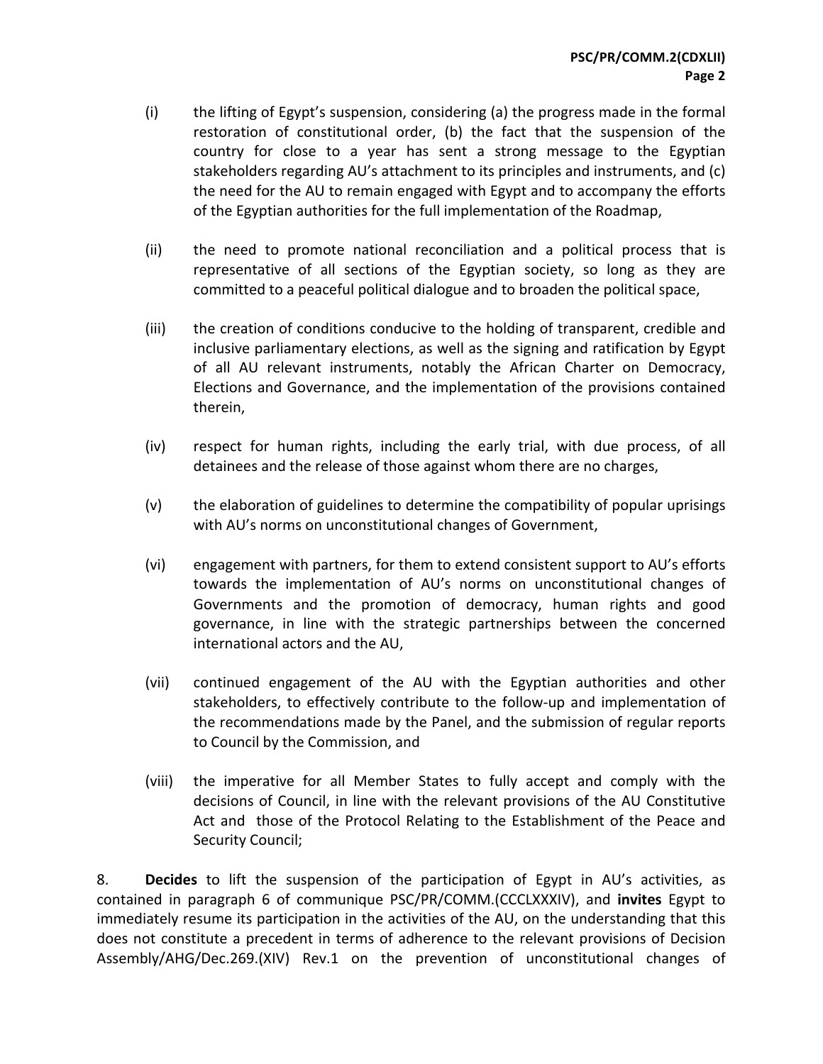(i) the lifting of Egypt's suspension, considering (a) the progress made in the formal restoration of constitutional order, (b) the fact that the suspension of the country for close to a year has sent a strong message to the Egyptian stakeholders regarding AU's attachment to its principles and instruments, and (c) the need for the AU to remain engaged with Egypt and to accompany the efforts of the Egyptian authorities for the full implementation of the Roadmap,

(ii) the need to promote national reconciliation and a political process that is representative of all sections of the Egyptian society, so long as they are committed to a peaceful political dialogue and to broaden the political space,

(iii) the creation of conditions conducive to the holding of transparent, credible and inclusive parliamentary elections, as well as the signing and ratification by Egypt of all AU relevant instruments, notably the African Charter on Democracy, Elections and Governance, and the implementation of the provisions contained therein,

(iv) respect for human rights, including the early trial, with due process, of all detainees and the release of those against whom there are no charges,

(v) the elaboration of guidelines to determine the compatibility of popular uprisings with AU's norms on unconstitutional changes of Government,

(vi) engagement with partners, for them to extend consistent support to AU's efforts towards the implementation of AU's norms on unconstitutional changes of Governments and the promotion of democracy, human rights and good governance, in line with the strategic partnerships between the concerned international actors and the AU,

(vii) continued engagement of the AU with the Egyptian authorities and other stakeholders, to effectively contribute to the follow-up and implementation of the recommendations made by the Panel, and the submission of regular reports to Council by the Commission, and

(viii) the imperative for all Member States to fully accept and comply with the decisions of Council, in line with the relevant provisions of the AU Constitutive Act and those of the Protocol Relating to the Establishment of the Peace and Security Council;

8. **Decides** to lift the suspension of the participation of Egypt in AU's activities, as contained in paragraph 6 of communique PSC/PR/COMM.(CCCLXXXIV), and **invites** Egypt to immediately resume its participation in the activities of the AU, on the understanding that this does not constitute a precedent in terms of adherence to the relevant provisions of Decision Assembly/AHG/Dec.269.(XIV) Rev.1 on the prevention of unconstitutional changes of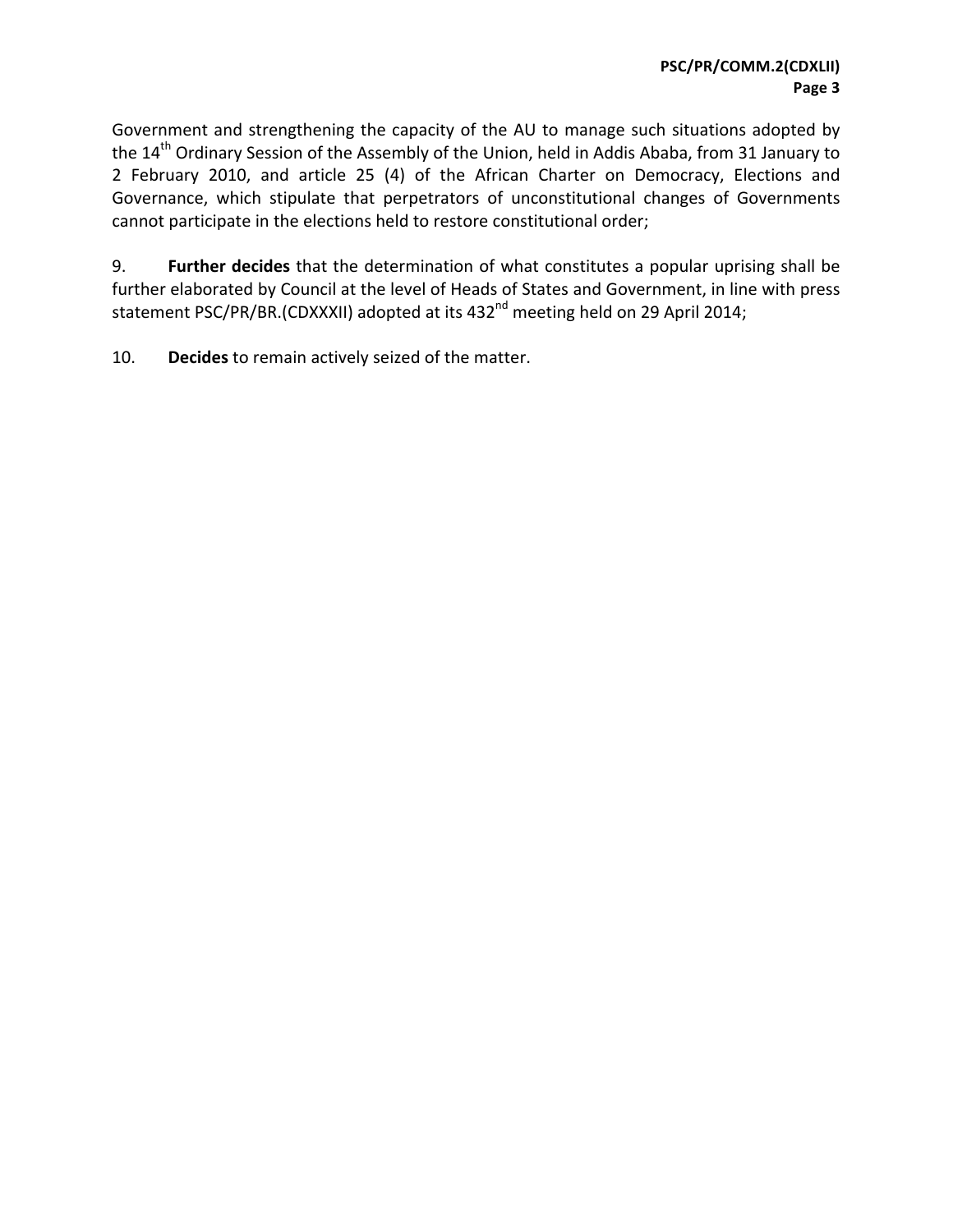Government and strengthening the capacity of the AU to manage such situations adopted by the 14th Ordinary Session of the Assembly of the Union, held in Addis Ababa, from 31 January to 2 February 2010, and article 25 (4) of the African Charter on Democracy, Elections and Governance, which stipulate that perpetrators of unconstitutional changes of Governments cannot participate in the elections held to restore constitutional order;

9. **Further decides** that the determination of what constitutes a popular uprising shall be further elaborated by Council at the level of Heads of States and Government, in line with press statement PSC/PR/BR.(CDXXXII) adopted at its 432nd meeting held on 29 April 2014;

10. **Decides** to remain actively seized of the matter.